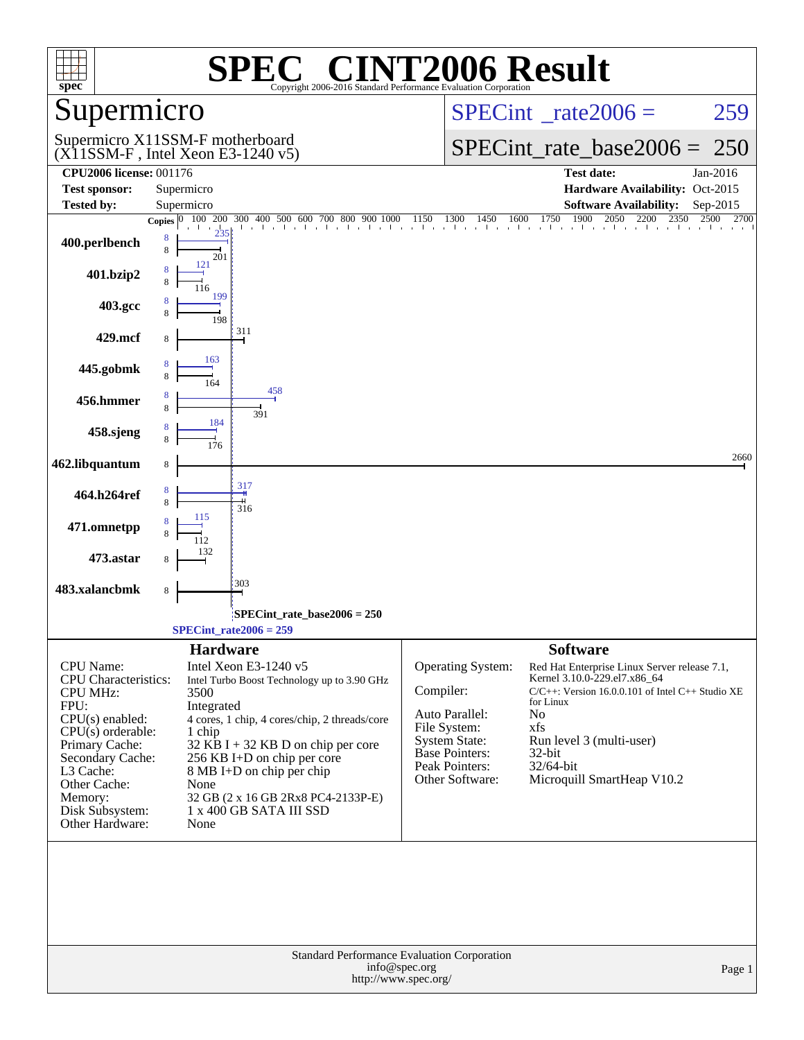# SPEC CINT2006 Result

Copyright 2006-2016 Standard Performance Evaluation Corporation

## Supermicro

Supermicro X11SSM-F motherboard (X11SSM-F , Intel Xeon E3-1240 v5)

SPECint_rate2006 = 259

SPECint_rate_base2006 = 250

| | | | |
|---|---|---|---|
| **CPU2006 license:** 001176 | | **Test date:** | Jan-2016 |
| **Test sponsor:** | Supermicro | **Hardware Availability:** | Oct-2015 |
| **Tested by:** | Supermicro | **Software Availability:** | Sep-2015 |

| Benchmark | Copies | Peak | Base |
|---|---|---|---|
| 400.perlbench | 8 | 235 | 201 |
| 401.bzip2 | 8 | 121 | 116 |
| 403.gcc | 8 | 199 | 198 |
| 429.mcf | 8 | | 311 |
| 445.gobmk | 8 | 163 | 164 |
| 456.hmmer | 8 | 458 | 391 |
| 458.sjeng | 8 | 184 | 176 |
| 462.libquantum | 8 | | 2660 |
| 464.h264ref | 8 | 317 | 316 |
| 471.omnetpp | 8 | 115 | 112 |
| 473.astar | 8 | | 132 |
| 483.xalancbmk | 8 | | 303 |

SPECint_rate_base2006 = 250

SPECint_rate2006 = 259

## Hardware

| | |
|---|---|
| CPU Name: | Intel Xeon E3-1240 v5 |
| CPU Characteristics: | Intel Turbo Boost Technology up to 3.90 GHz |
| CPU MHz: | 3500 |
| FPU: | Integrated |
| CPU(s) enabled: | 4 cores, 1 chip, 4 cores/chip, 2 threads/core |
| CPU(s) orderable: | 1 chip |
| Primary Cache: | 32 KB I + 32 KB D on chip per core |
| Secondary Cache: | 256 KB I+D on chip per core |
| L3 Cache: | 8 MB I+D on chip per chip |
| Other Cache: | None |
| Memory: | 32 GB (2 x 16 GB 2Rx8 PC4-2133P-E) |
| Disk Subsystem: | 1 x 400 GB SATA III SSD |
| Other Hardware: | None |

## Software

| | |
|---|---|
| Operating System: | Red Hat Enterprise Linux Server release 7.1, Kernel 3.10.0-229.el7.x86_64 |
| Compiler: | C/C++: Version 16.0.0.101 of Intel C++ Studio XE for Linux |
| Auto Parallel: | No |
| File System: | xfs |
| System State: | Run level 3 (multi-user) |
| Base Pointers: | 32-bit |
| Peak Pointers: | 32/64-bit |
| Other Software: | Microquill SmartHeap V10.2 |

Standard Performance Evaluation Corporation
info@spec.org
http://www.spec.org/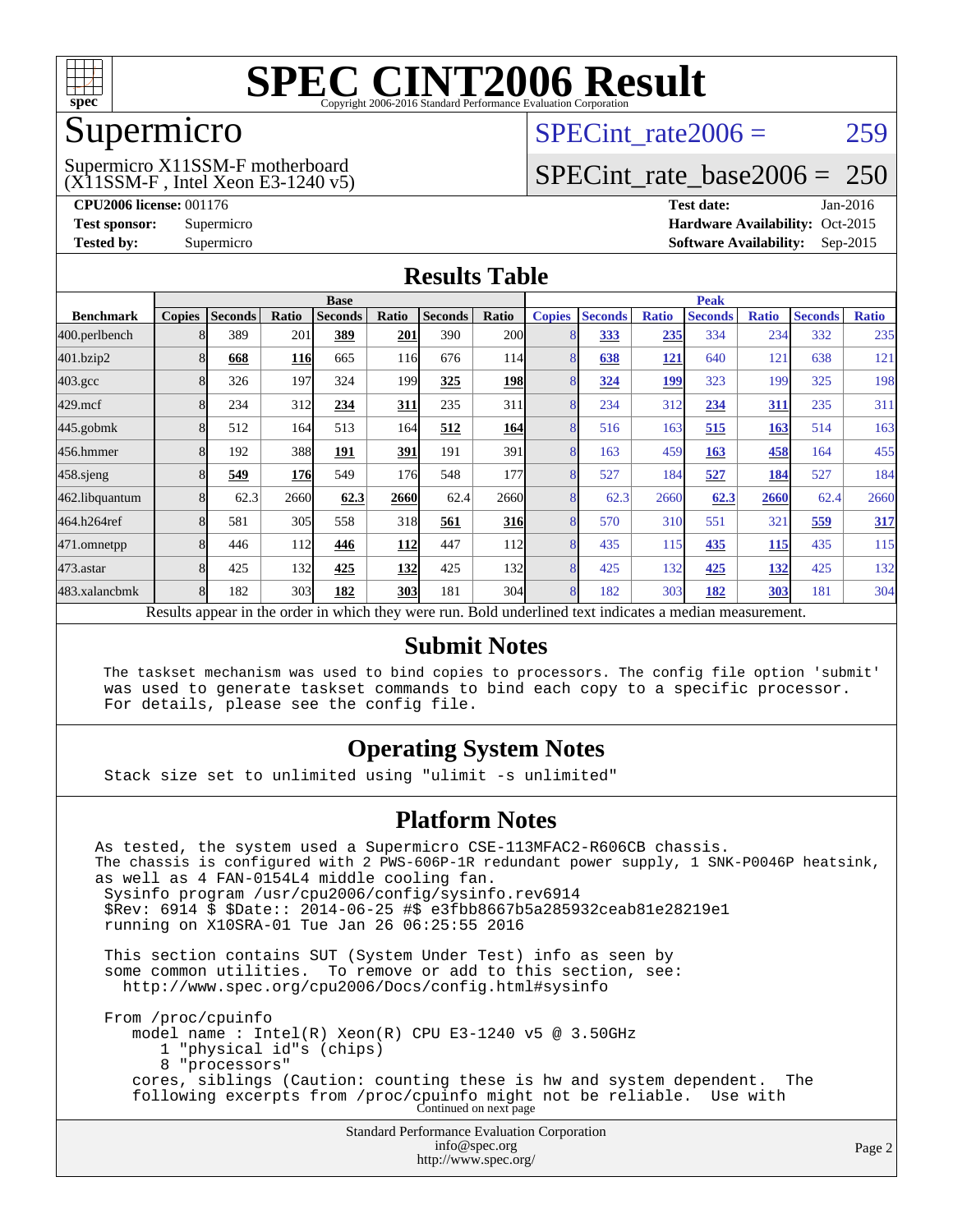# SPEC CINT2006 Result

Copyright 2006-2016 Standard Performance Evaluation Corporation

## Supermicro

Supermicro X11SSM-F motherboard
(X11SSM-F , Intel Xeon E3-1240 v5)

SPECint_rate2006 = 259

SPECint_rate_base2006 = 250

**CPU2006 license:** 001176
**Test sponsor:** Supermicro
**Tested by:** Supermicro

**Test date:** Jan-2016
**Hardware Availability:** Oct-2015
**Software Availability:** Sep-2015

## Results Table

| | Base | | | | | | | Peak | | | | | | |
|---|---|---|---|---|---|---|---|---|---|---|---|---|---|---|
| **Benchmark** | **Copies** | **Seconds** | **Ratio** | **Seconds** | **Ratio** | **Seconds** | **Ratio** | **Copies** | **Seconds** | **Ratio** | **Seconds** | **Ratio** | **Seconds** | **Ratio** |
| 400.perlbench | 8 | 389 | 201 | **389** | **201** | 390 | 200 | 8 | **333** | **235** | 334 | 234 | 332 | 235 |
| 401.bzip2 | 8 | **668** | **116** | 665 | 116 | 676 | 114 | 8 | **638** | **121** | 640 | 121 | 638 | 121 |
| 403.gcc | 8 | 326 | 197 | 324 | 199 | **325** | **198** | 8 | **324** | **199** | 323 | 199 | 325 | 198 |
| 429.mcf | 8 | 234 | 312 | **234** | **311** | 235 | 311 | 8 | 234 | 312 | **234** | **311** | 235 | 311 |
| 445.gobmk | 8 | 512 | 164 | 513 | 164 | **512** | **164** | 8 | 516 | 163 | **515** | **163** | 514 | 163 |
| 456.hmmer | 8 | 192 | 388 | **191** | **391** | 191 | 391 | 8 | 163 | 459 | **163** | **458** | 164 | 455 |
| 458.sjeng | 8 | **549** | **176** | 549 | 176 | 548 | 177 | 8 | 527 | 184 | **527** | **184** | 527 | 184 |
| 462.libquantum | 8 | 62.3 | 2660 | **62.3** | **2660** | 62.4 | 2660 | 8 | 62.3 | 2660 | **62.3** | **2660** | 62.4 | 2660 |
| 464.h264ref | 8 | 581 | 305 | 558 | 318 | **561** | **316** | 8 | 570 | 310 | 551 | 321 | **559** | **317** |
| 471.omnetpp | 8 | 446 | 112 | **446** | **112** | 447 | 112 | 8 | 435 | 115 | **435** | **115** | 435 | 115 |
| 473.astar | 8 | 425 | 132 | **425** | **132** | 425 | 132 | 8 | 425 | 132 | **425** | **132** | 425 | 132 |
| 483.xalancbmk | 8 | 182 | 303 | **182** | **303** | 181 | 304 | 8 | 182 | 303 | **182** | **303** | 181 | 304 |

Results appear in the order in which they were run. Bold underlined text indicates a median measurement.

## Submit Notes

```
The taskset mechanism was used to bind copies to processors. The config file option 'submit'
was used to generate taskset commands to bind each copy to a specific processor.
For details, please see the config file.
```

## Operating System Notes

```
Stack size set to unlimited using "ulimit -s unlimited"
```

## Platform Notes

```
As tested, the system used a Supermicro CSE-113MFAC2-R606CB chassis.
The chassis is configured with 2 PWS-606P-1R redundant power supply, 1 SNK-P0046P heatsink,
as well as 4 FAN-0154L4 middle cooling fan.
 Sysinfo program /usr/cpu2006/config/sysinfo.rev6914
 $Rev: 6914 $ $Date:: 2014-06-25 #$ e3fbb8667b5a285932ceab81e28219e1
 running on X10SRA-01 Tue Jan 26 06:25:55 2016

 This section contains SUT (System Under Test) info as seen by
 some common utilities.  To remove or add to this section, see:
   http://www.spec.org/cpu2006/Docs/config.html#sysinfo

 From /proc/cpuinfo
    model name : Intel(R) Xeon(R) CPU E3-1240 v5 @ 3.50GHz
       1 "physical id"s (chips)
       8 "processors"
    cores, siblings (Caution: counting these is hw and system dependent.  The
    following excerpts from /proc/cpuinfo might not be reliable.  Use with
```

Continued on next page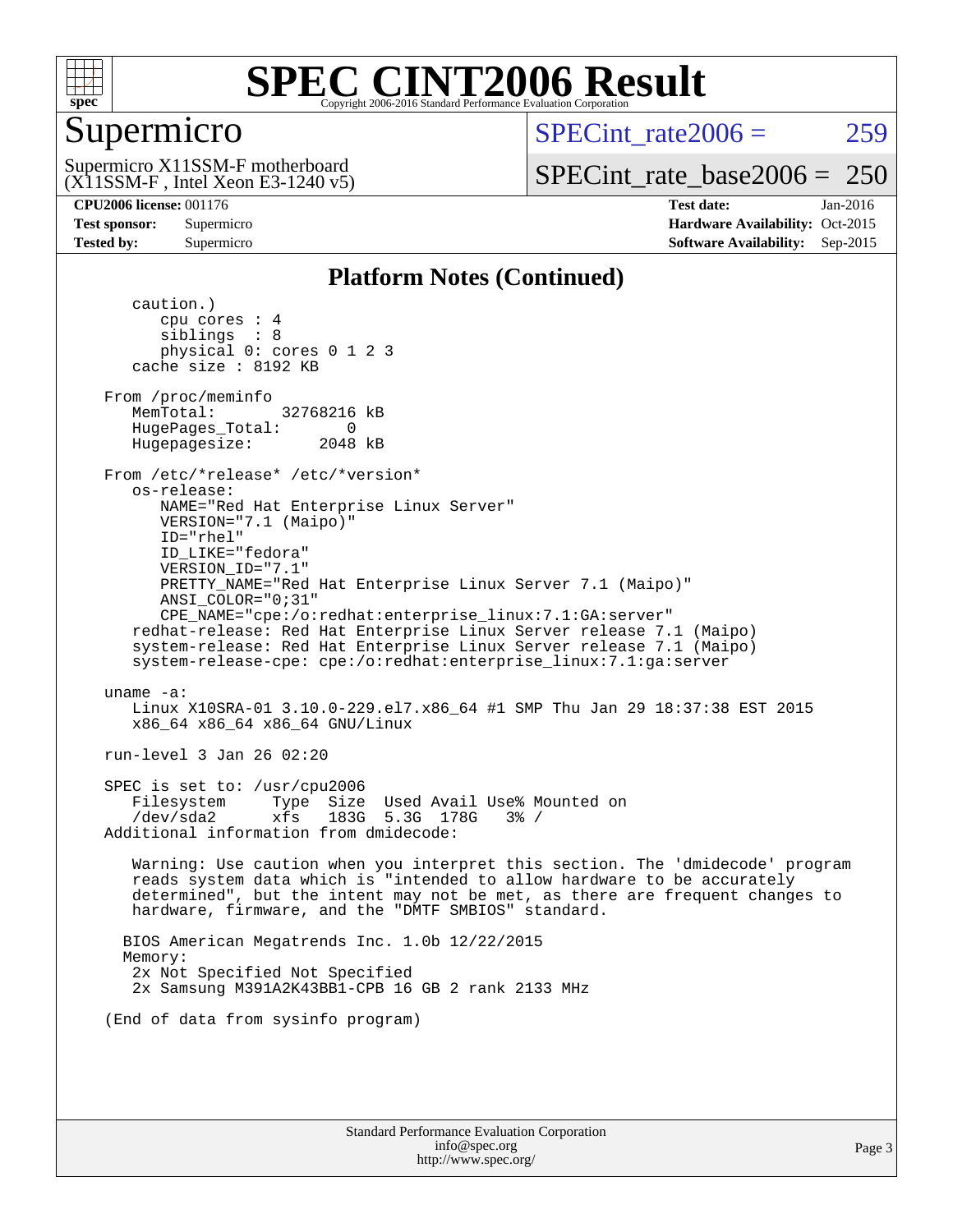## Platform Notes (Continued)

```
      caution.)
         cpu cores : 4
         siblings  : 8
         physical 0: cores 0 1 2 3
      cache size : 8192 KB

   From /proc/meminfo
      MemTotal:       32768216 kB
      HugePages_Total:       0
      Hugepagesize:       2048 kB

   From /etc/*release* /etc/*version*
      os-release:
         NAME="Red Hat Enterprise Linux Server"
         VERSION="7.1 (Maipo)"
         ID="rhel"
         ID_LIKE="fedora"
         VERSION_ID="7.1"
         PRETTY_NAME="Red Hat Enterprise Linux Server 7.1 (Maipo)"
         ANSI_COLOR="0;31"
         CPE_NAME="cpe:/o:redhat:enterprise_linux:7.1:GA:server"
      redhat-release: Red Hat Enterprise Linux Server release 7.1 (Maipo)
      system-release: Red Hat Enterprise Linux Server release 7.1 (Maipo)
      system-release-cpe: cpe:/o:redhat:enterprise_linux:7.1:ga:server

   uname -a:
      Linux X10SRA-01 3.10.0-229.el7.x86_64 #1 SMP Thu Jan 29 18:37:38 EST 2015
      x86_64 x86_64 x86_64 GNU/Linux

   run-level 3 Jan 26 02:20

   SPEC is set to: /usr/cpu2006
      Filesystem     Type  Size  Used Avail Use% Mounted on
      /dev/sda2      xfs   183G  5.3G  178G   3% /
   Additional information from dmidecode:

      Warning: Use caution when you interpret this section. The 'dmidecode' program
      reads system data which is "intended to allow hardware to be accurately
      determined", but the intent may not be met, as there are frequent changes to
      hardware, firmware, and the "DMTF SMBIOS" standard.

     BIOS American Megatrends Inc. 1.0b 12/22/2015
     Memory:
      2x Not Specified Not Specified
      2x Samsung M391A2K43BB1-CPB 16 GB 2 rank 2133 MHz

   (End of data from sysinfo program)
```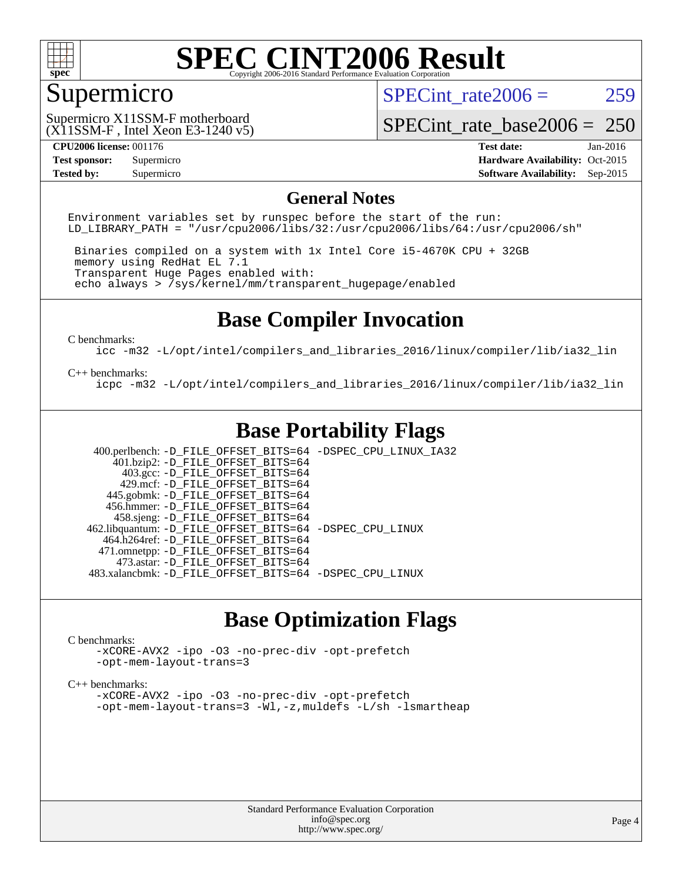# SPEC CINT2006 Result

Copyright 2006-2016 Standard Performance Evaluation Corporation

## Supermicro

Supermicro X11SSM-F motherboard
(X11SSM-F , Intel Xeon E3-1240 v5)

SPECint_rate2006 = 259

SPECint_rate_base2006 = 250

**CPU2006 license:** 001176
**Test sponsor:** Supermicro
**Tested by:** Supermicro

**Test date:** Jan-2016
**Hardware Availability:** Oct-2015
**Software Availability:** Sep-2015

## General Notes

```
Environment variables set by runspec before the start of the run:
LD_LIBRARY_PATH = "/usr/cpu2006/libs/32:/usr/cpu2006/libs/64:/usr/cpu2006/sh"

 Binaries compiled on a system with 1x Intel Core i5-4670K CPU + 32GB
 memory using RedHat EL 7.1
 Transparent Huge Pages enabled with:
 echo always > /sys/kernel/mm/transparent_hugepage/enabled
```

## Base Compiler Invocation

C benchmarks:
```
icc -m32 -L/opt/intel/compilers_and_libraries_2016/linux/compiler/lib/ia32_lin
```

C++ benchmarks:
```
icpc -m32 -L/opt/intel/compilers_and_libraries_2016/linux/compiler/lib/ia32_lin
```

## Base Portability Flags

```
   400.perlbench: -D_FILE_OFFSET_BITS=64 -DSPEC_CPU_LINUX_IA32
       401.bzip2: -D_FILE_OFFSET_BITS=64
         403.gcc: -D_FILE_OFFSET_BITS=64
         429.mcf: -D_FILE_OFFSET_BITS=64
       445.gobmk: -D_FILE_OFFSET_BITS=64
      456.hmmer: -D_FILE_OFFSET_BITS=64
      458.sjeng: -D_FILE_OFFSET_BITS=64
 462.libquantum: -D_FILE_OFFSET_BITS=64 -DSPEC_CPU_LINUX
     464.h264ref: -D_FILE_OFFSET_BITS=64
     471.omnetpp: -D_FILE_OFFSET_BITS=64
       473.astar: -D_FILE_OFFSET_BITS=64
 483.xalancbmk: -D_FILE_OFFSET_BITS=64 -DSPEC_CPU_LINUX
```

## Base Optimization Flags

C benchmarks:
```
-xCORE-AVX2 -ipo -O3 -no-prec-div -opt-prefetch
-opt-mem-layout-trans=3
```

C++ benchmarks:
```
-xCORE-AVX2 -ipo -O3 -no-prec-div -opt-prefetch
-opt-mem-layout-trans=3 -Wl,-z,muldefs -L/sh -lsmartheap
```

Standard Performance Evaluation Corporation
info@spec.org
http://www.spec.org/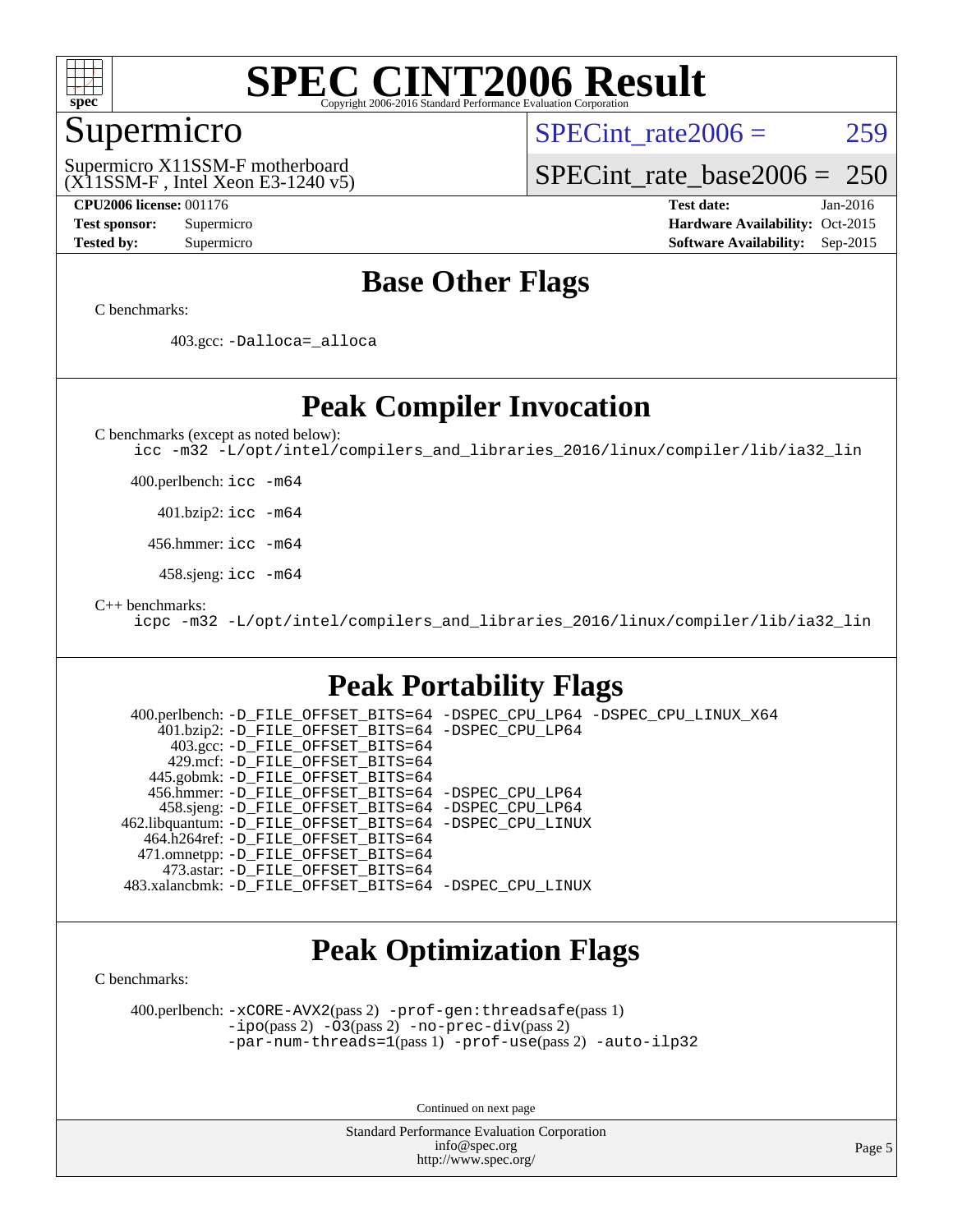# SPEC CINT2006 Result

## Supermicro

Supermicro X11SSM-F motherboard
(X11SSM-F , Intel Xeon E3-1240 v5)

SPECint_rate2006 = 259

SPECint_rate_base2006 = 250

**CPU2006 license:** 001176
**Test sponsor:** Supermicro
**Tested by:** Supermicro

**Test date:** Jan-2016
**Hardware Availability:** Oct-2015
**Software Availability:** Sep-2015

## Base Other Flags

C benchmarks:

403.gcc: `-Dalloca=_alloca`

## Peak Compiler Invocation

C benchmarks (except as noted below):

`icc -m32 -L/opt/intel/compilers_and_libraries_2016/linux/compiler/lib/ia32_lin`

400.perlbench: `icc -m64`

401.bzip2: `icc -m64`

456.hmmer: `icc -m64`

458.sjeng: `icc -m64`

C++ benchmarks:

`icpc -m32 -L/opt/intel/compilers_and_libraries_2016/linux/compiler/lib/ia32_lin`

## Peak Portability Flags

400.perlbench: `-D_FILE_OFFSET_BITS=64 -DSPEC_CPU_LP64 -DSPEC_CPU_LINUX_X64`
401.bzip2: `-D_FILE_OFFSET_BITS=64 -DSPEC_CPU_LP64`
403.gcc: `-D_FILE_OFFSET_BITS=64`
429.mcf: `-D_FILE_OFFSET_BITS=64`
445.gobmk: `-D_FILE_OFFSET_BITS=64`
456.hmmer: `-D_FILE_OFFSET_BITS=64 -DSPEC_CPU_LP64`
458.sjeng: `-D_FILE_OFFSET_BITS=64 -DSPEC_CPU_LP64`
462.libquantum: `-D_FILE_OFFSET_BITS=64 -DSPEC_CPU_LINUX`
464.h264ref: `-D_FILE_OFFSET_BITS=64`
471.omnetpp: `-D_FILE_OFFSET_BITS=64`
473.astar: `-D_FILE_OFFSET_BITS=64`
483.xalancbmk: `-D_FILE_OFFSET_BITS=64 -DSPEC_CPU_LINUX`

## Peak Optimization Flags

C benchmarks:

400.perlbench: `-xCORE-AVX2`(pass 2) `-prof-gen:threadsafe`(pass 1) `-ipo`(pass 2) `-O3`(pass 2) `-no-prec-div`(pass 2) `-par-num-threads=1`(pass 1) `-prof-use`(pass 2) `-auto-ilp32`

Continued on next page

Standard Performance Evaluation Corporation
info@spec.org
http://www.spec.org/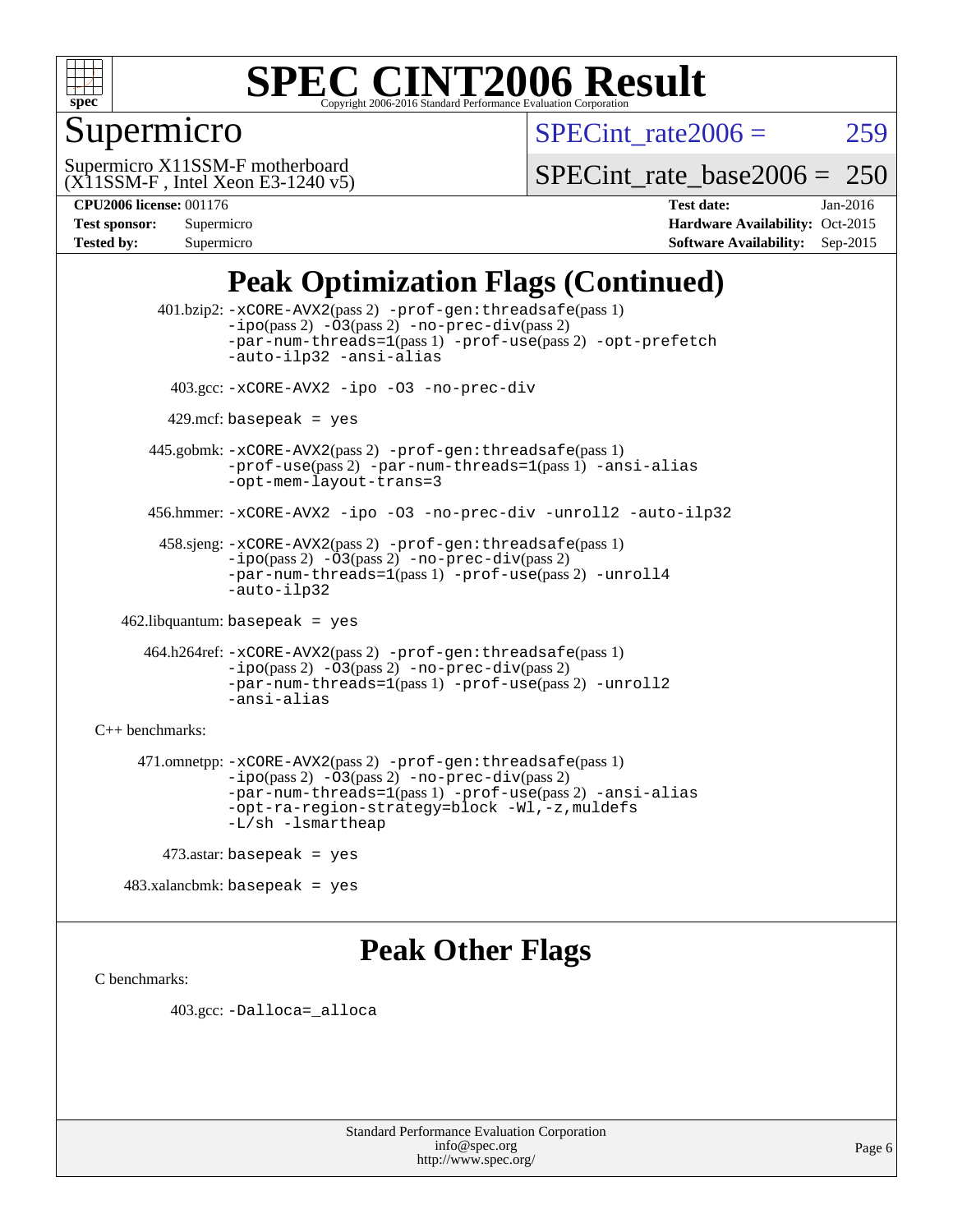# SPEC CINT2006 Result

Copyright 2006-2016 Standard Performance Evaluation Corporation

## Supermicro

Supermicro X11SSM-F motherboard
(X11SSM-F , Intel Xeon E3-1240 v5)

SPECint_rate2006 = 259

SPECint_rate_base2006 = 250

**CPU2006 license:** 001176
**Test sponsor:** Supermicro
**Tested by:** Supermicro

**Test date:** Jan-2016
**Hardware Availability:** Oct-2015
**Software Availability:** Sep-2015

## Peak Optimization Flags (Continued)

401.bzip2: -xCORE-AVX2(pass 2) -prof-gen:threadsafe(pass 1) -ipo(pass 2) -O3(pass 2) -no-prec-div(pass 2) -par-num-threads=1(pass 1) -prof-use(pass 2) -opt-prefetch -auto-ilp32 -ansi-alias

403.gcc: -xCORE-AVX2 -ipo -O3 -no-prec-div

429.mcf: basepeak = yes

445.gobmk: -xCORE-AVX2(pass 2) -prof-gen:threadsafe(pass 1) -prof-use(pass 2) -par-num-threads=1(pass 1) -ansi-alias -opt-mem-layout-trans=3

456.hmmer: -xCORE-AVX2 -ipo -O3 -no-prec-div -unroll2 -auto-ilp32

458.sjeng: -xCORE-AVX2(pass 2) -prof-gen:threadsafe(pass 1) -ipo(pass 2) -O3(pass 2) -no-prec-div(pass 2) -par-num-threads=1(pass 1) -prof-use(pass 2) -unroll4 -auto-ilp32

462.libquantum: basepeak = yes

464.h264ref: -xCORE-AVX2(pass 2) -prof-gen:threadsafe(pass 1) -ipo(pass 2) -O3(pass 2) -no-prec-div(pass 2) -par-num-threads=1(pass 1) -prof-use(pass 2) -unroll2 -ansi-alias

C++ benchmarks:

471.omnetpp: -xCORE-AVX2(pass 2) -prof-gen:threadsafe(pass 1) -ipo(pass 2) -O3(pass 2) -no-prec-div(pass 2) -par-num-threads=1(pass 1) -prof-use(pass 2) -ansi-alias -opt-ra-region-strategy=block -Wl,-z,muldefs -L/sh -lsmartheap

473.astar: basepeak = yes

483.xalancbmk: basepeak = yes

## Peak Other Flags

C benchmarks:

403.gcc: -Dalloca=_alloca

Standard Performance Evaluation Corporation
info@spec.org
http://www.spec.org/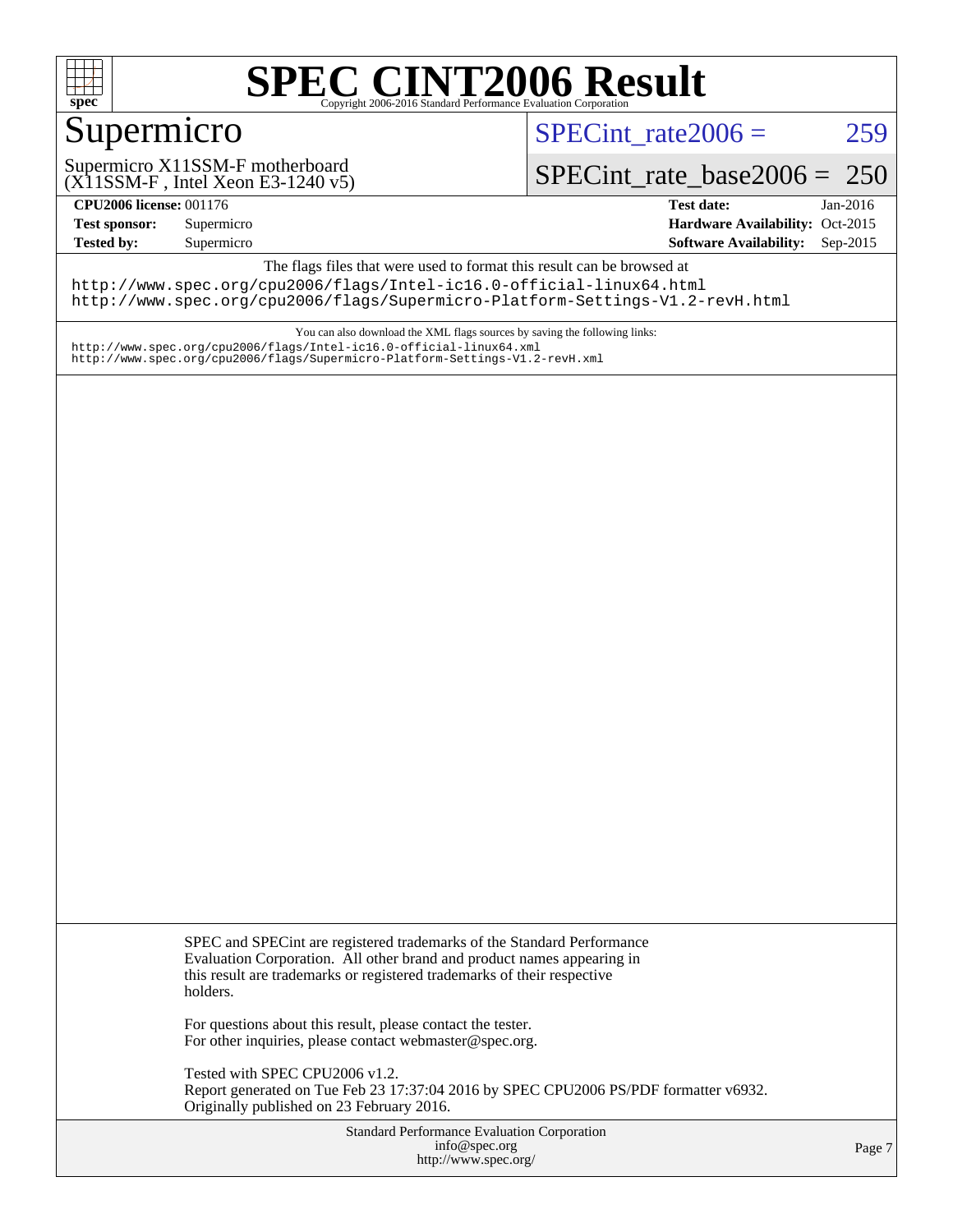# SPEC CINT2006 Result

Copyright 2006-2016 Standard Performance Evaluation Corporation

## Supermicro

Supermicro X11SSM-F motherboard
(X11SSM-F , Intel Xeon E3-1240 v5)

SPECint_rate2006 = 259

SPECint_rate_base2006 = 250

| | | | |
|---|---|---|---|
| **CPU2006 license:** 001176 | | **Test date:** | Jan-2016 |
| **Test sponsor:** | Supermicro | **Hardware Availability:** | Oct-2015 |
| **Tested by:** | Supermicro | **Software Availability:** | Sep-2015 |

The flags files that were used to format this result can be browsed at

```
http://www.spec.org/cpu2006/flags/Intel-ic16.0-official-linux64.html
http://www.spec.org/cpu2006/flags/Supermicro-Platform-Settings-V1.2-revH.html
```

You can also download the XML flags sources by saving the following links:

```
http://www.spec.org/cpu2006/flags/Intel-ic16.0-official-linux64.xml
http://www.spec.org/cpu2006/flags/Supermicro-Platform-Settings-V1.2-revH.xml
```

SPEC and SPECint are registered trademarks of the Standard Performance Evaluation Corporation. All other brand and product names appearing in this result are trademarks or registered trademarks of their respective holders.

For questions about this result, please contact the tester.
For other inquiries, please contact webmaster@spec.org.

Tested with SPEC CPU2006 v1.2.
Report generated on Tue Feb 23 17:37:04 2016 by SPEC CPU2006 PS/PDF formatter v6932.
Originally published on 23 February 2016.

Standard Performance Evaluation Corporation
info@spec.org
http://www.spec.org/